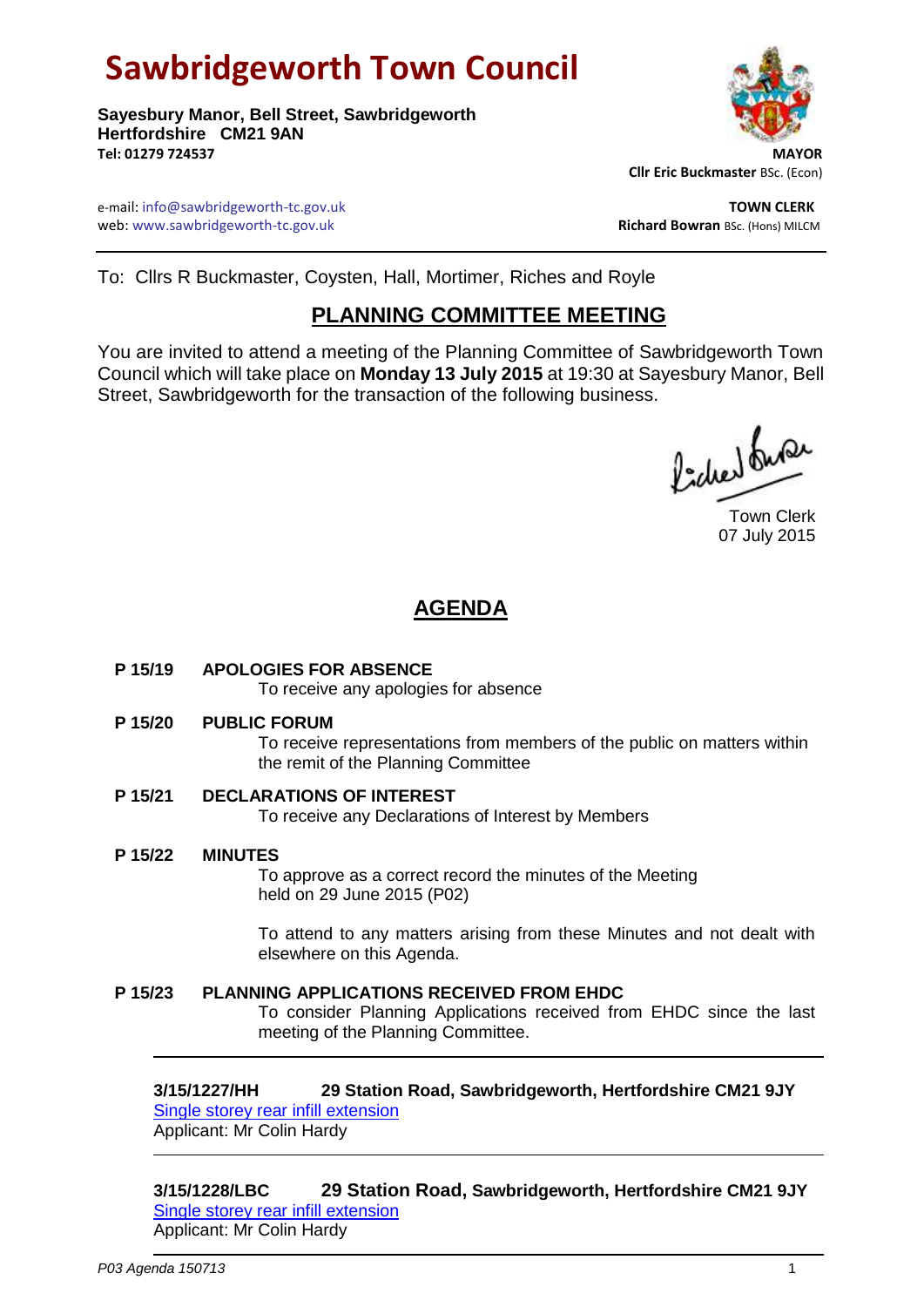# Sawbridgeworth Town Council

**Sayesbury Manor, Bell Street, Sawbridgeworth**
**Hertfordshire CM21 9AN**
**Tel: 01279 724537**

**MAYOR**
**Cllr Eric Buckmaster** BSc. (Econ)

e-mail: info@sawbridgeworth-tc.gov.uk
web: www.sawbridgeworth-tc.gov.uk

**TOWN CLERK**
**Richard Bowran** BSc. (Hons) MILCM

---

To: Cllrs R Buckmaster, Coysten, Hall, Mortimer, Riches and Royle

## PLANNING COMMITTEE MEETING

You are invited to attend a meeting of the Planning Committee of Sawbridgeworth Town Council which will take place on **Monday 13 July 2015** at 19:30 at Sayesbury Manor, Bell Street, Sawbridgeworth for the transaction of the following business.

Town Clerk
07 July 2015

## AGENDA

**P 15/19 APOLOGIES FOR ABSENCE**
To receive any apologies for absence

**P 15/20 PUBLIC FORUM**
To receive representations from members of the public on matters within the remit of the Planning Committee

**P 15/21 DECLARATIONS OF INTEREST**
To receive any Declarations of Interest by Members

**P 15/22 MINUTES**
To approve as a correct record the minutes of the Meeting held on 29 June 2015 (P02)

To attend to any matters arising from these Minutes and not dealt with elsewhere on this Agenda.

**P 15/23 PLANNING APPLICATIONS RECEIVED FROM EHDC**
To consider Planning Applications received from EHDC since the last meeting of the Planning Committee.

---

**3/15/1227/HH 29 Station Road, Sawbridgeworth, Hertfordshire CM21 9JY**
Single storey rear infill extension
Applicant: Mr Colin Hardy

---

**3/15/1228/LBC 29 Station Road, Sawbridgeworth, Hertfordshire CM21 9JY**
Single storey rear infill extension
Applicant: Mr Colin Hardy

---

*P03 Agenda 150713*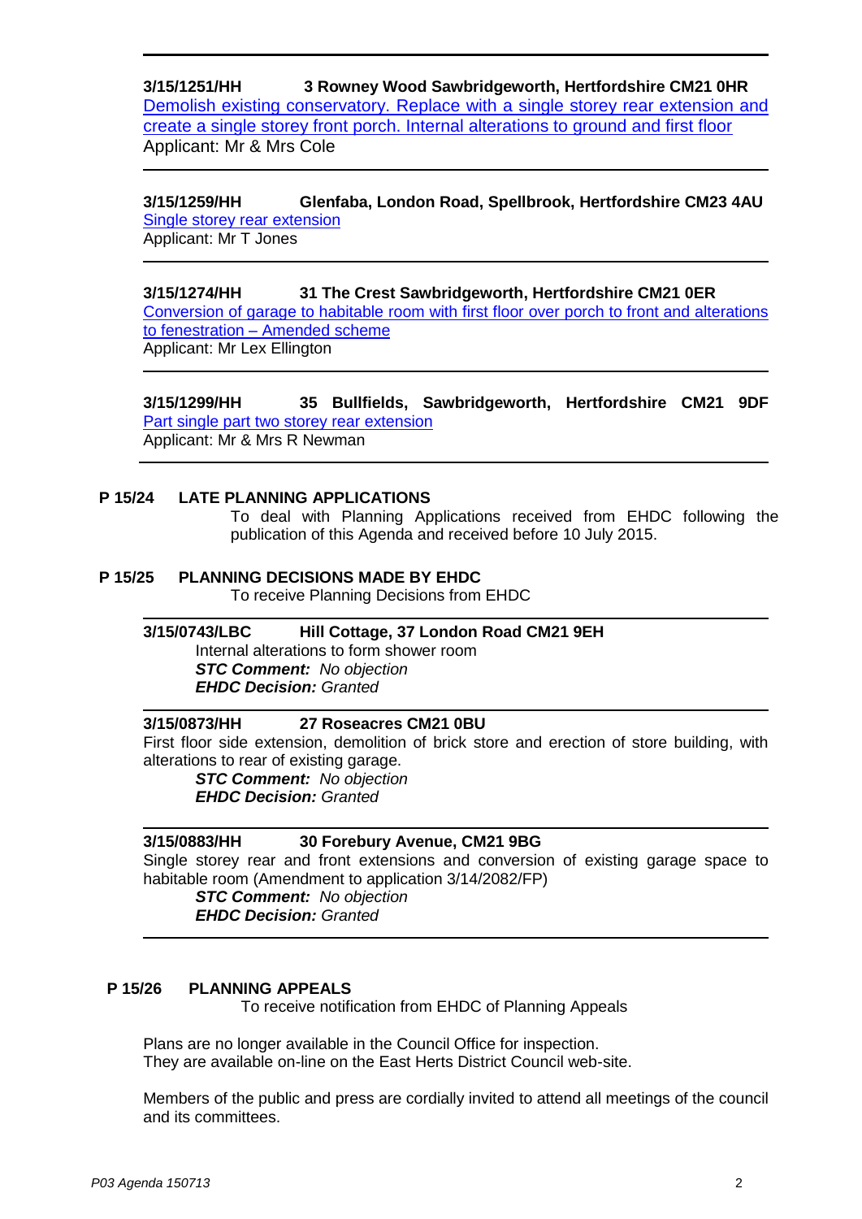**3/15/1251/HH 3 Rowney Wood Sawbridgeworth, Hertfordshire CM21 0HR**
Demolish existing conservatory. Replace with a single storey rear extension and create a single storey front porch. Internal alterations to ground and first floor
Applicant: Mr & Mrs Cole

---

**3/15/1259/HH Glenfaba, London Road, Spellbrook, Hertfordshire CM23 4AU**
Single storey rear extension
Applicant: Mr T Jones

---

**3/15/1274/HH 31 The Crest Sawbridgeworth, Hertfordshire CM21 0ER**
Conversion of garage to habitable room with first floor over porch to front and alterations to fenestration – Amended scheme
Applicant: Mr Lex Ellington

---

**3/15/1299/HH 35 Bullfields, Sawbridgeworth, Hertfordshire CM21 9DF**
Part single part two storey rear extension
Applicant: Mr & Mrs R Newman

---

## P 15/24 LATE PLANNING APPLICATIONS

To deal with Planning Applications received from EHDC following the publication of this Agenda and received before 10 July 2015.

## P 15/25 PLANNING DECISIONS MADE BY EHDC

To receive Planning Decisions from EHDC

---

**3/15/0743/LBC Hill Cottage, 37 London Road CM21 9EH**
Internal alterations to form shower room
***STC Comment:*** *No objection*
***EHDC Decision:*** *Granted*

---

**3/15/0873/HH 27 Roseacres CM21 0BU**
First floor side extension, demolition of brick store and erection of store building, with alterations to rear of existing garage.
***STC Comment:*** *No objection*
***EHDC Decision:*** *Granted*

---

**3/15/0883/HH 30 Forebury Avenue, CM21 9BG**
Single storey rear and front extensions and conversion of existing garage space to habitable room (Amendment to application 3/14/2082/FP)
***STC Comment:*** *No objection*
***EHDC Decision:*** *Granted*

---

## P 15/26 PLANNING APPEALS

To receive notification from EHDC of Planning Appeals

Plans are no longer available in the Council Office for inspection.
They are available on-line on the East Herts District Council web-site.

Members of the public and press are cordially invited to attend all meetings of the council and its committees.